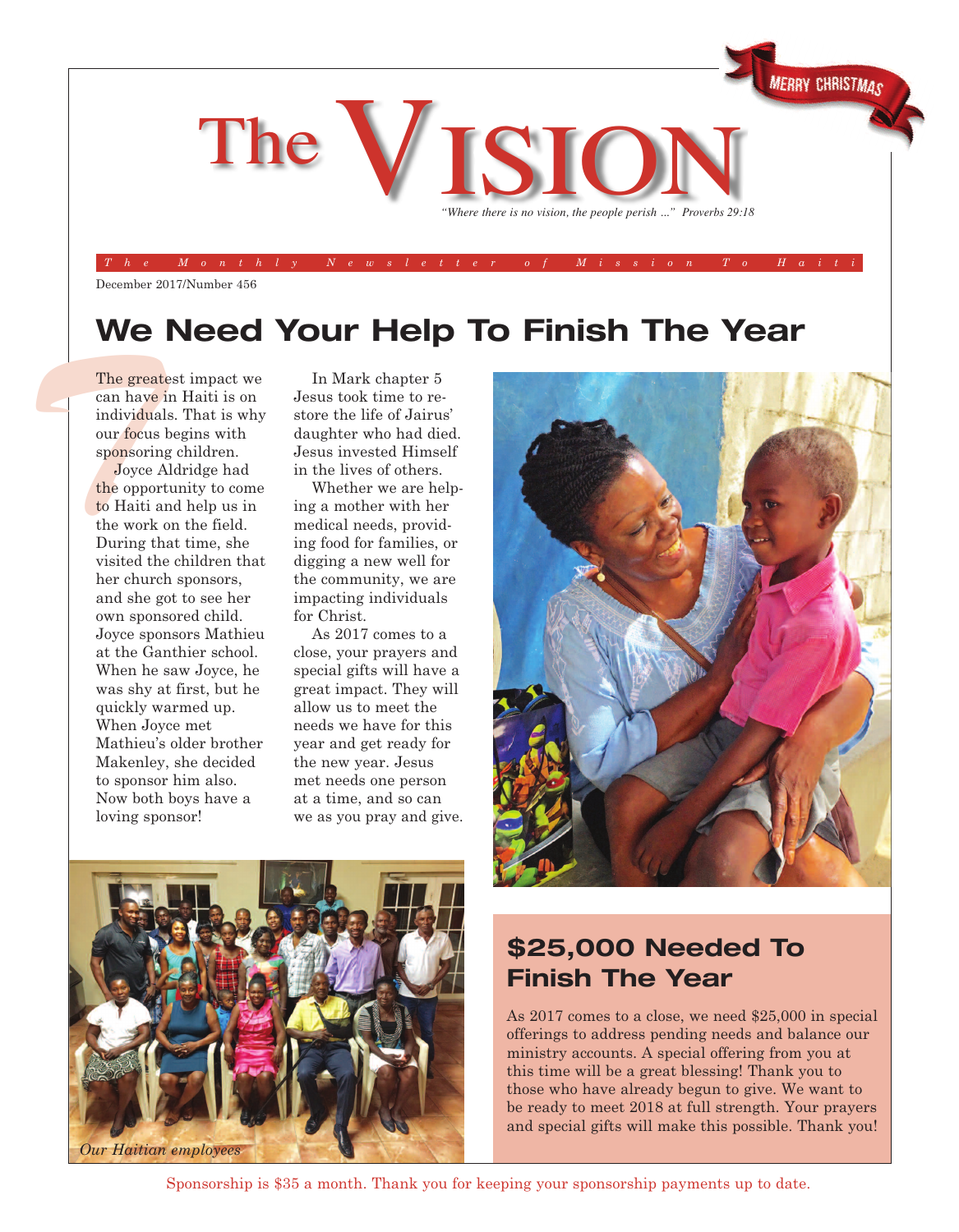# The VISION

*"Where there is no vision, the people perish ..." Proverbs 29:18*

*The Monthly Newsletter of Mission To Haiti*

December 2017/Number 456

## We Need Your Help To Finish The Year

The greatest impact we can have in Haiti is on individuals. That is why our focus begins with sponsoring children.

Joyce Aldridge had the opportunity to come to Haiti and help us in the work on the field. During that time, she visited the children that her church sponsors, and she got to see her own sponsored child. Joyce sponsors Mathieu at the Ganthier school. When he saw Joyce, he was shy at first, but he quickly warmed up. When Joyce met Mathieu's older brother Makenley, she decided to sponsor him also. Now both boys have a loving sponsor!

In Mark chapter 5 Jesus took time to restore the life of Jairus' daughter who had died. Jesus invested Himself in the lives of others.

Whether we are helping a mother with her medical needs, providing food for families, or digging a new well for the community, we are impacting individuals for Christ.

As 2017 comes to a close, your prayers and special gifts will have a great impact. They will allow us to meet the needs we have for this year and get ready for the new year. Jesus met needs one person at a time, and so can we as you pray and give.

*Our Haitian employees*

## $25,000 Needed To Finish The Year

As 2017 comes to a close, we need $25,000 in special offerings to address pending needs and balance our ministry accounts. A special offering from you at this time will be a great blessing! Thank you to those who have already begun to give. We want to be ready to meet 2018 at full strength. Your prayers and special gifts will make this possible. Thank you!

Sponsorship is $35 a month. Thank you for keeping your sponsorship payments up to date.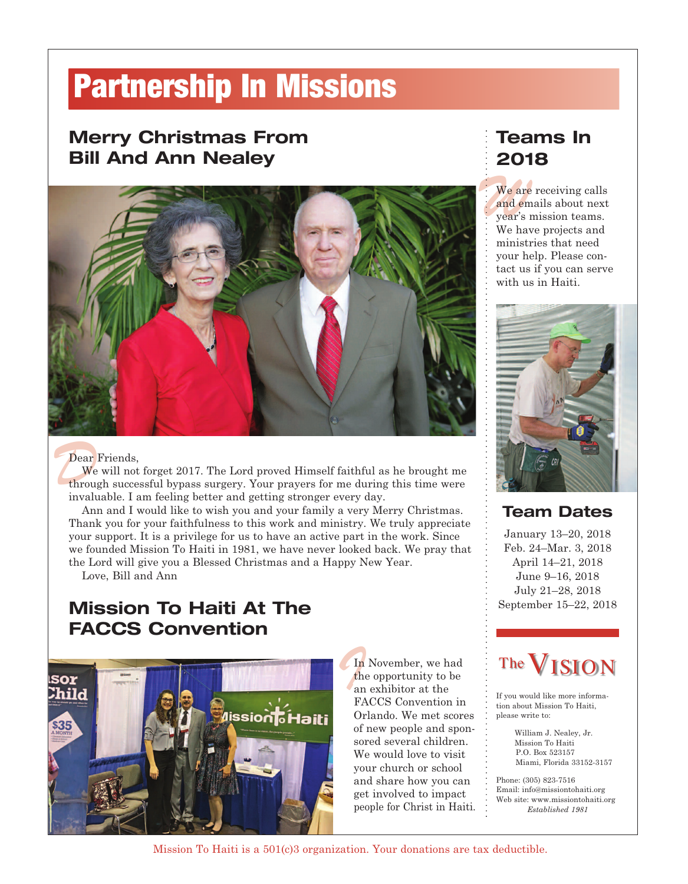# Partnership In Missions

## Merry Christmas From Bill And Ann Nealey

Dear Friends,

We will not forget 2017. The Lord proved Himself faithful as he brought me through successful bypass surgery. Your prayers for me during this time were invaluable. I am feeling better and getting stronger every day.

Ann and I would like to wish you and your family a very Merry Christmas. Thank you for your faithfulness to this work and ministry. We truly appreciate your support. It is a privilege for us to have an active part in the work. Since we founded Mission To Haiti in 1981, we have never looked back. We pray that the Lord will give you a Blessed Christmas and a Happy New Year.

Love, Bill and Ann

## Mission To Haiti At The FACCS Convention

In November, we had the opportunity to be an exhibitor at the FACCS Convention in Orlando. We met scores of new people and sponsored several children. We would love to visit your church or school and share how you can get involved to impact people for Christ in Haiti.

## Teams In 2018

We are receiving calls and emails about next year's mission teams. We have projects and ministries that need your help. Please contact us if you can serve with us in Haiti.

### Team Dates

January 13–20, 2018
Feb. 24–Mar. 3, 2018
April 14–21, 2018
June 9–16, 2018
July 21–28, 2018
September 15–22, 2018

## The VISION

If you would like more information about Mission To Haiti, please write to:

William J. Nealey, Jr.
Mission To Haiti
P.O. Box 523157
Miami, Florida 33152-3157

Phone: (305) 823-7516
Email: info@missiontohaiti.org
Web site: www.missiontohaiti.org
*Established 1981*

Mission To Haiti is a 501(c)3 organization. Your donations are tax deductible.